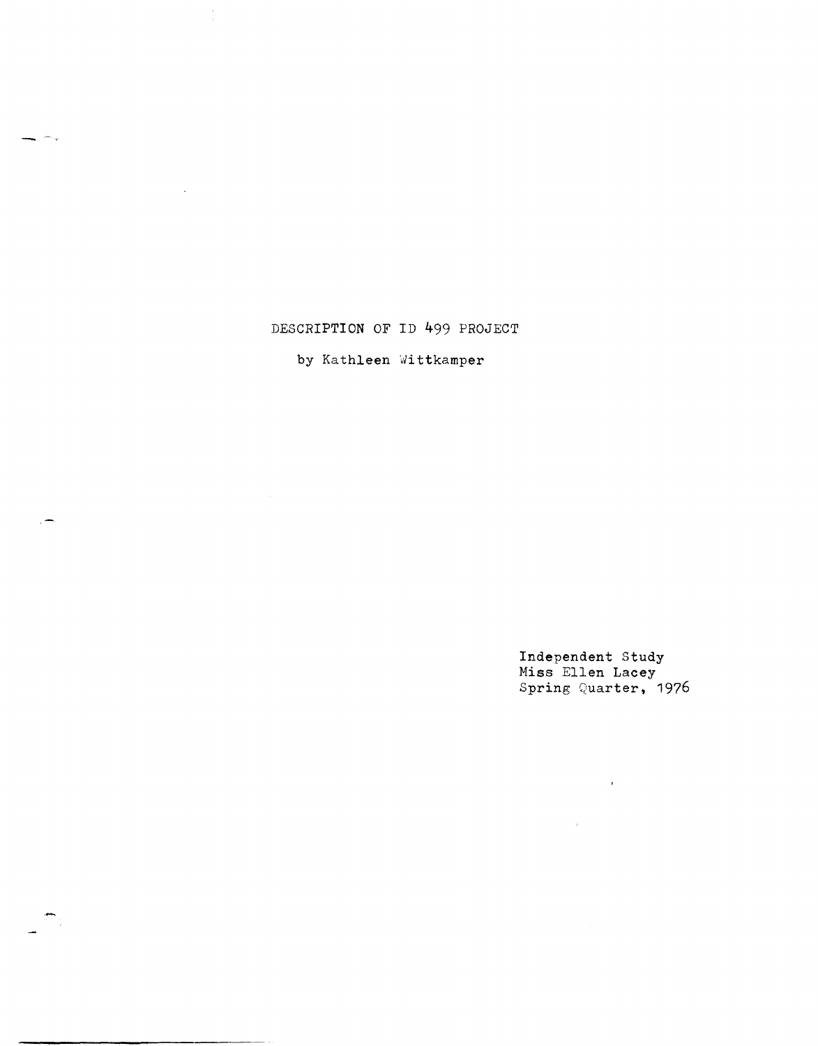# DESCRIPTION OF ID 499 PROJECT

by Kathleen Wittkamper

Independent Study
Miss Ellen Lacey
Spring Quarter, 1976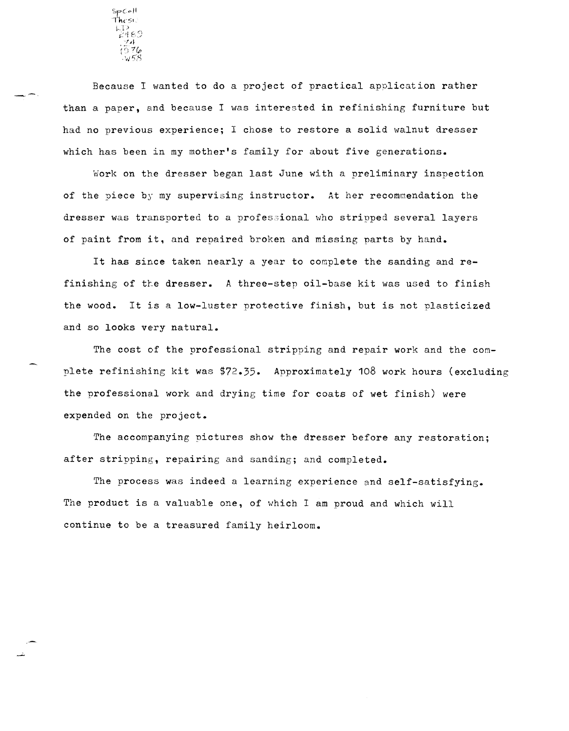Because I wanted to do a project of practical application rather than a paper, and because I was interested in refinishing furniture but had no previous experience; I chose to restore a solid walnut dresser which has been in my mother's family for about five generations.

Work on the dresser began last June with a preliminary inspection of the piece by my supervising instructor. At her recommendation the dresser was transported to a professional who stripped several layers of paint from it, and repaired broken and missing parts by hand.

It has since taken nearly a year to complete the sanding and refinishing of the dresser. A three-step oil-base kit was used to finish the wood. It is a low-luster protective finish, but is not plasticized and so looks very natural.

The cost of the professional stripping and repair work and the complete refinishing kit was $72.35. Approximately 108 work hours (excluding the professional work and drying time for coats of wet finish) were expended on the project.

The accompanying pictures show the dresser before any restoration; after stripping, repairing and sanding; and completed.

The process was indeed a learning experience and self-satisfying. The product is a valuable one, of which I am proud and which will continue to be a treasured family heirloom.